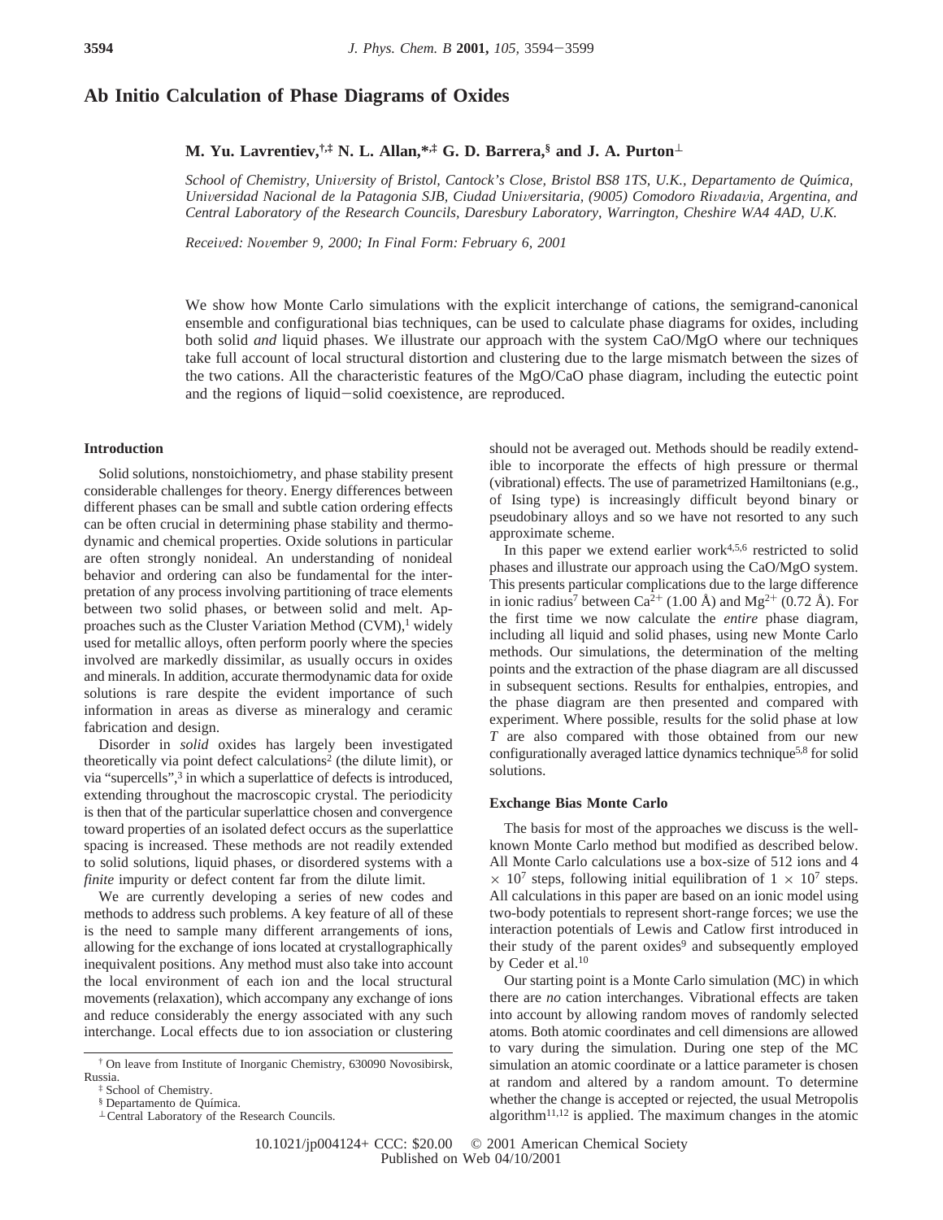# Ab Initio Calculation of Phase Diagrams of Oxides

**M. Yu. Lavrentiev,[†,‡] N. L. Allan,*[,‡] G. D. Barrera,[§] and J. A. Purton[⊥]**

*School of Chemistry, University of Bristol, Cantock's Close, Bristol BS8 1TS, U.K., Departamento de Química, Universidad Nacional de la Patagonia SJB, Ciudad Universitaria, (9005) Comodoro Rivadavia, Argentina, and Central Laboratory of the Research Councils, Daresbury Laboratory, Warrington, Cheshire WA4 4AD, U.K.*

*Received: November 9, 2000; In Final Form: February 6, 2001*

We show how Monte Carlo simulations with the explicit interchange of cations, the semigrand-canonical ensemble and configurational bias techniques, can be used to calculate phase diagrams for oxides, including both solid *and* liquid phases. We illustrate our approach with the system CaO/MgO where our techniques take full account of local structural distortion and clustering due to the large mismatch between the sizes of the two cations. All the characteristic features of the MgO/CaO phase diagram, including the eutectic point and the regions of liquid−solid coexistence, are reproduced.

## Introduction

Solid solutions, nonstoichiometry, and phase stability present considerable challenges for theory. Energy differences between different phases can be small and subtle cation ordering effects can be often crucial in determining phase stability and thermodynamic and chemical properties. Oxide solutions in particular are often strongly nonideal. An understanding of nonideal behavior and ordering can also be fundamental for the interpretation of any process involving partitioning of trace elements between two solid phases, or between solid and melt. Approaches such as the Cluster Variation Method (CVM),[1] widely used for metallic alloys, often perform poorly where the species involved are markedly dissimilar, as usually occurs in oxides and minerals. In addition, accurate thermodynamic data for oxide solutions is rare despite the evident importance of such information in areas as diverse as mineralogy and ceramic fabrication and design.

Disorder in *solid* oxides has largely been investigated theoretically via point defect calculations[2] (the dilute limit), or via "supercells",[3] in which a superlattice of defects is introduced, extending throughout the macroscopic crystal. The periodicity is then that of the particular superlattice chosen and convergence toward properties of an isolated defect occurs as the superlattice spacing is increased. These methods are not readily extended to solid solutions, liquid phases, or disordered systems with a *finite* impurity or defect content far from the dilute limit.

We are currently developing a series of new codes and methods to address such problems. A key feature of all of these is the need to sample many different arrangements of ions, allowing for the exchange of ions located at crystallographically inequivalent positions. Any method must also take into account the local environment of each ion and the local structural movements (relaxation), which accompany any exchange of ions and reduce considerably the energy associated with any such interchange. Local effects due to ion association or clustering should not be averaged out. Methods should be readily extendible to incorporate the effects of high pressure or thermal (vibrational) effects. The use of parametrized Hamiltonians (e.g., of Ising type) is increasingly difficult beyond binary or pseudobinary alloys and so we have not resorted to any such approximate scheme.

In this paper we extend earlier work[4,5,6] restricted to solid phases and illustrate our approach using the CaO/MgO system. This presents particular complications due to the large difference in ionic radius[7] between $Ca^{2+}$ (1.00 Å) and $Mg^{2+}$ (0.72 Å). For the first time we now calculate the *entire* phase diagram, including all liquid and solid phases, using new Monte Carlo methods. Our simulations, the determination of the melting points and the extraction of the phase diagram are all discussed in subsequent sections. Results for enthalpies, entropies, and the phase diagram are then presented and compared with experiment. Where possible, results for the solid phase at low $T$ are also compared with those obtained from our new configurationally averaged lattice dynamics technique[5,8] for solid solutions.

## Exchange Bias Monte Carlo

The basis for most of the approaches we discuss is the well-known Monte Carlo method but modified as described below. All Monte Carlo calculations use a box-size of 512 ions and 4 $\times$ $10^7$ steps, following initial equilibration of 1 $\times$ $10^7$ steps. All calculations in this paper are based on an ionic model using two-body potentials to represent short-range forces; we use the interaction potentials of Lewis and Catlow first introduced in their study of the parent oxides[9] and subsequently employed by Ceder et al.[10]

Our starting point is a Monte Carlo simulation (MC) in which there are *no* cation interchanges. Vibrational effects are taken into account by allowing random moves of randomly selected atoms. Both atomic coordinates and cell dimensions are allowed to vary during the simulation. During one step of the MC simulation an atomic coordinate or a lattice parameter is chosen at random and altered by a random amount. To determine whether the change is accepted or rejected, the usual Metropolis algorithm[11,12] is applied. The maximum changes in the atomic

† On leave from Institute of Inorganic Chemistry, 630090 Novosibirsk, Russia.

‡ School of Chemistry.

§ Departamento de Química.

⊥ Central Laboratory of the Research Councils.

10.1021/jp004124+ CCC: $20.00 © 2001 American Chemical Society
Published on Web 04/10/2001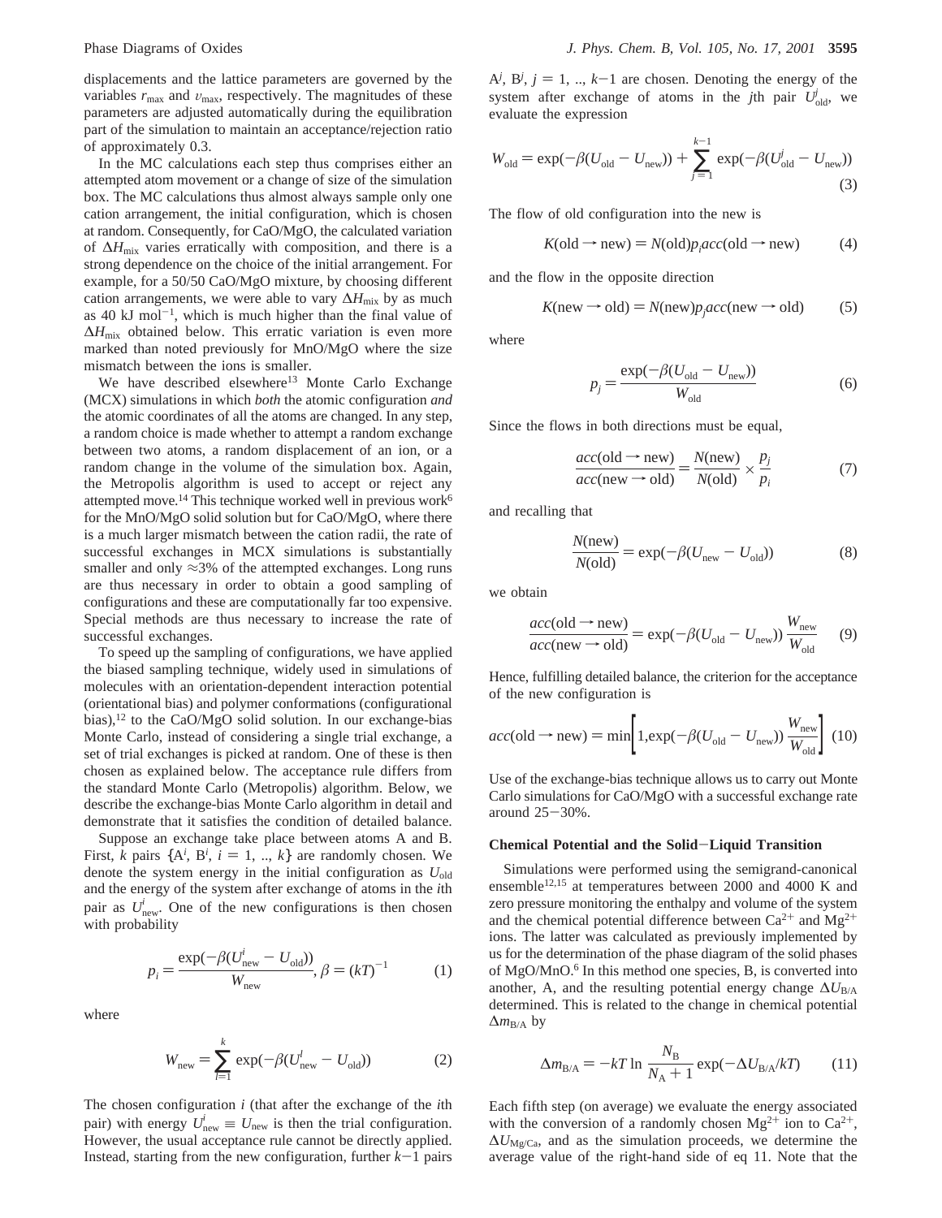displacements and the lattice parameters are governed by the variables $r_{max}$ and $v_{max}$, respectively. The magnitudes of these parameters are adjusted automatically during the equilibration part of the simulation to maintain an acceptance/rejection ratio of approximately 0.3.

In the MC calculations each step thus comprises either an attempted atom movement or a change of size of the simulation box. The MC calculations thus almost always sample only one cation arrangement, the initial configuration, which is chosen at random. Consequently, for CaO/MgO, the calculated variation of $\Delta H_{mix}$ varies erratically with composition, and there is a strong dependence on the choice of the initial arrangement. For example, for a 50/50 CaO/MgO mixture, by choosing different cation arrangements, we were able to vary $\Delta H_{mix}$ by as much as 40 kJ mol$^{-1}$, which is much higher than the final value of $\Delta H_{mix}$ obtained below. This erratic variation is even more marked than noted previously for MnO/MgO where the size mismatch between the ions is smaller.

We have described elsewhere[13] Monte Carlo Exchange (MCX) simulations in which *both* the atomic configuration *and* the atomic coordinates of all the atoms are changed. In any step, a random choice is made whether to attempt a random exchange between two atoms, a random displacement of an ion, or a random change in the volume of the simulation box. Again, the Metropolis algorithm is used to accept or reject any attempted move.[14] This technique worked well in previous work[6] for the MnO/MgO solid solution but for CaO/MgO, where there is a much larger mismatch between the cation radii, the rate of successful exchanges in MCX simulations is substantially smaller and only ≈3% of the attempted exchanges. Long runs are thus necessary in order to obtain a good sampling of configurations and these are computationally far too expensive. Special methods are thus necessary to increase the rate of successful exchanges.

To speed up the sampling of configurations, we have applied the biased sampling technique, widely used in simulations of molecules with an orientation-dependent interaction potential (orientational bias) and polymer conformations (configurational bias),[12] to the CaO/MgO solid solution. In our exchange-bias Monte Carlo, instead of considering a single trial exchange, a set of trial exchanges is picked at random. One of these is then chosen as explained below. The acceptance rule differs from the standard Monte Carlo (Metropolis) algorithm. Below, we describe the exchange-bias Monte Carlo algorithm in detail and demonstrate that it satisfies the condition of detailed balance.

Suppose an exchange take place between atoms A and B. First, $k$ pairs $\{A^i, B^i, i = 1, .., k\}$ are randomly chosen. We denote the system energy in the initial configuration as $U_{old}$ and the energy of the system after exchange of atoms in the $i$th pair as $U^i_{new}$. One of the new configurations is then chosen with probability

$$p_i = \frac{\exp(-\beta(U^i_{new} - U_{old}))}{W_{new}}, \beta = (kT)^{-1} \tag{1}$$

where

$$W_{new} = \sum_{l=1}^{k} \exp(-\beta(U^l_{new} - U_{old})) \tag{2}$$

The chosen configuration $i$ (that after the exchange of the $i$th pair) with energy $U^i_{new} \equiv U_{new}$ is then the trial configuration. However, the usual acceptance rule cannot be directly applied. Instead, starting from the new configuration, further $k-1$ pairs $A^j, B^j, j = 1, .., k-1$ are chosen. Denoting the energy of the system after exchange of atoms in the $j$th pair $U^j_{old}$, we evaluate the expression

$$W_{old} = \exp(-\beta(U_{old} - U_{new})) + \sum_{j=1}^{k-1} \exp(-\beta(U^j_{old} - U_{new})) \tag{3}$$

The flow of old configuration into the new is

$$K(\text{old} \rightarrow \text{new}) = N(\text{old})p_i acc(\text{old} \rightarrow \text{new}) \tag{4}$$

and the flow in the opposite direction

$$K(\text{new} \rightarrow \text{old}) = N(\text{new})p_j acc(\text{new} \rightarrow \text{old}) \tag{5}$$

where

$$p_j = \frac{\exp(-\beta(U_{old} - U_{new}))}{W_{old}} \tag{6}$$

Since the flows in both directions must be equal,

$$\frac{acc(\text{old} \rightarrow \text{new})}{acc(\text{new} \rightarrow \text{old})} = \frac{N(\text{new})}{N(\text{old})} \times \frac{p_j}{p_i} \tag{7}$$

and recalling that

$$\frac{N(\text{new})}{N(\text{old})} = \exp(-\beta(U_{new} - U_{old})) \tag{8}$$

we obtain

$$\frac{acc(\text{old} \rightarrow \text{new})}{acc(\text{new} \rightarrow \text{old})} = \exp(-\beta(U_{old} - U_{new}))\frac{W_{new}}{W_{old}} \tag{9}$$

Hence, fulfilling detailed balance, the criterion for the acceptance of the new configuration is

$$acc(\text{old} \rightarrow \text{new}) = \min\left[1, \exp(-\beta(U_{old} - U_{new}))\frac{W_{new}}{W_{old}}\right] \tag{10}$$

Use of the exchange-bias technique allows us to carry out Monte Carlo simulations for CaO/MgO with a successful exchange rate around 25−30%.

### Chemical Potential and the Solid−Liquid Transition

Simulations were performed using the semigrand-canonical ensemble[12,15] at temperatures between 2000 and 4000 K and zero pressure monitoring the enthalpy and volume of the system and the chemical potential difference between $Ca^{2+}$ and $Mg^{2+}$ ions. The latter was calculated as previously implemented by us for the determination of the phase diagram of the solid phases of MgO/MnO.[6] In this method one species, B, is converted into another, A, and the resulting potential energy change $\Delta U_{B/A}$ determined. This is related to the change in chemical potential $\Delta m_{B/A}$ by

$$\Delta m_{B/A} = -kT \ln \frac{N_B}{N_A + 1} \exp(-\Delta U_{B/A}/kT) \tag{11}$$

Each fifth step (on average) we evaluate the energy associated with the conversion of a randomly chosen $Mg^{2+}$ ion to $Ca^{2+}$, $\Delta U_{Mg/Ca}$, and as the simulation proceeds, we determine the average value of the right-hand side of eq 11. Note that the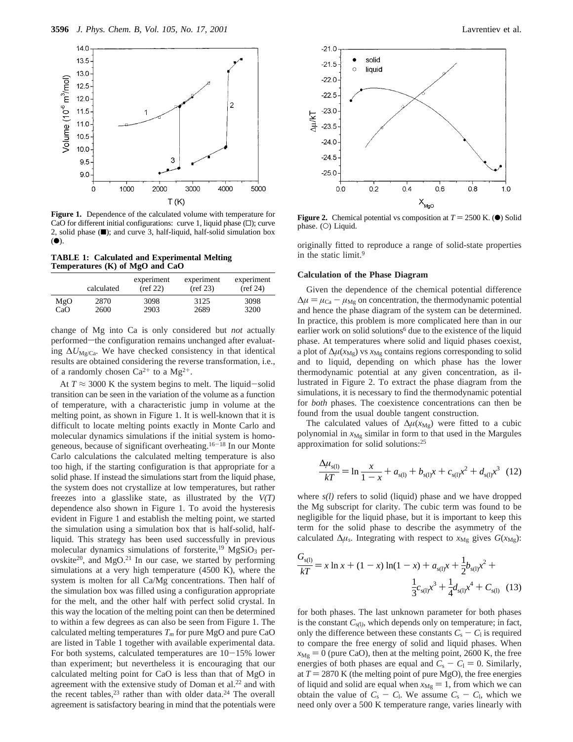**Figure 1.** Dependence of the calculated volume with temperature for CaO for different initial configurations: curve 1, liquid phase (□); curve 2, solid phase (■); and curve 3, half-liquid, half-solid simulation box (●).

**TABLE 1: Calculated and Experimental Melting Temperatures (K) of MgO and CaO**

| | calculated | experiment (ref 22) | experiment (ref 23) | experiment (ref 24) |
|---|---|---|---|---|
| MgO | 2870 | 3098 | 3125 | 3098 |
| CaO | 2600 | 2903 | 2689 | 3200 |

change of Mg into Ca is only considered but *not* actually performed—the configuration remains unchanged after evaluating $\Delta U_{Mg/Ca}$. We have checked consistency in that identical results are obtained considering the reverse transformation, i.e., of a randomly chosen $Ca^{2+}$ to a $Mg^{2+}$.

At $T \approx 3000$ K the system begins to melt. The liquid–solid transition can be seen in the variation of the volume as a function of temperature, with a characteristic jump in volume at the melting point, as shown in Figure 1. It is well-known that it is difficult to locate melting points exactly in Monte Carlo and molecular dynamics simulations if the initial system is homogeneous, because of significant overheating.[16–18] In our Monte Carlo calculations the calculated melting temperature is also too high, if the starting configuration is that appropriate for a solid phase. If instead the simulations start from the liquid phase, the system does not crystallize at low temperatures, but rather freezes into a glasslike state, as illustrated by the *V(T)* dependence also shown in Figure 1. To avoid the hysteresis evident in Figure 1 and establish the melting point, we started the simulation using a simulation box that is half-solid, half-liquid. This strategy has been used successfully in previous molecular dynamics simulations of forsterite,[19] $MgSiO_3$ perovskite[20], and MgO.[21] In our case, we started by performing simulations at a very high temperature (4500 K), where the system is molten for all Ca/Mg concentrations. Then half of the simulation box was filled using a configuration appropriate for the melt, and the other half with perfect solid crystal. In this way the location of the melting point can then be determined to within a few degrees as can also be seen from Figure 1. The calculated melting temperatures $T_m$ for pure MgO and pure CaO are listed in Table 1 together with available experimental data. For both systems, calculated temperatures are 10–15% lower than experiment; but nevertheless it is encouraging that our calculated melting point for CaO is less than that of MgO in agreement with the extensive study of Doman et al.[22] and with the recent tables,[23] rather than with older data.[24] The overall agreement is satisfactory bearing in mind that the potentials were originally fitted to reproduce a range of solid-state properties in the static limit.[9]

**Figure 2.** Chemical potential vs composition at $T = 2500$ K. (●) Solid phase. (○) Liquid.

## Calculation of the Phase Diagram

Given the dependence of the chemical potential difference $\Delta\mu = \mu_{Ca} - \mu_{Mg}$ on concentration, the thermodynamic potential and hence the phase diagram of the system can be determined. In practice, this problem is more complicated here than in our earlier work on solid solutions[6] due to the existence of the liquid phase. At temperatures where solid and liquid phases coexist, a plot of $\Delta\mu(x_{Mg})$ vs $x_{Mg}$ contains regions corresponding to solid and to liquid, depending on which phase has the lower thermodynamic potential at any given concentration, as illustrated in Figure 2. To extract the phase diagram from the simulations, it is necessary to find the thermodynamic potential for *both* phases. The coexistence concentrations can then be found from the usual double tangent construction.

The calculated values of $\Delta\mu(x_{Mg})$ were fitted to a cubic polynomial in $x_{Mg}$ similar in form to that used in the Margules approximation for solid solutions:[25]

$$\frac{\Delta\mu_{s(l)}}{kT} = \ln\frac{x}{1-x} + a_{s(l)} + b_{s(l)}x + c_{s(l)}x^2 + d_{s(l)}x^3 \quad (12)$$

where *s(l)* refers to solid (liquid) phase and we have dropped the Mg subscript for clarity. The cubic term was found to be negligible for the liquid phase, but it is important to keep this term for the solid phase to describe the asymmetry of the calculated $\Delta\mu_s$. Integrating with respect to $x_{Mg}$ gives $G(x_{Mg})$:

$$\frac{G_{s(l)}}{kT} = x\ln x + (1-x)\ln(1-x) + a_{s(l)}x + \frac{1}{2}b_{s(l)}x^2 + \frac{1}{3}c_{s(l)}x^3 + \frac{1}{4}d_{s(l)}x^4 + C_{s(l)} \quad (13)$$

for both phases. The last unknown parameter for both phases is the constant $C_{s(l)}$, which depends only on temperature; in fact, only the difference between these constants $C_s - C_l$ is required to compare the free energy of solid and liquid phases. When $x_{Mg} = 0$ (pure CaO), then at the melting point, 2600 K, the free energies of both phases are equal and $C_s - C_l = 0$. Similarly, at $T = 2870$ K (the melting point of pure MgO), the free energies of liquid and solid are equal when $x_{Mg} = 1$, from which we can obtain the value of $C_s - C_l$. We assume $C_s - C_l$, which we need only over a 500 K temperature range, varies linearly with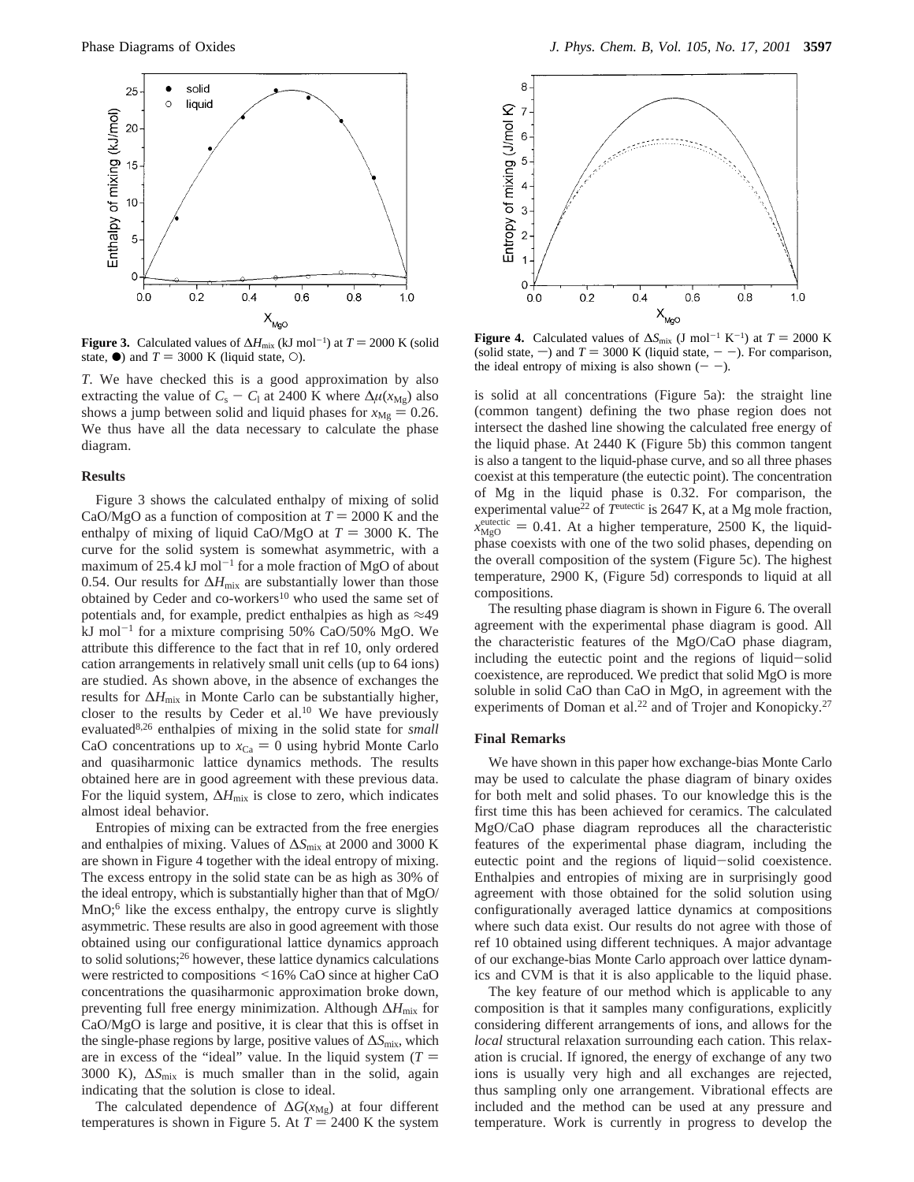**Figure 3.** Calculated values of $\Delta H_{mix}$ (kJ mol$^{-1}$) at $T = 2000$ K (solid state, ●) and $T = 3000$ K (liquid state, ○).

**Figure 4.** Calculated values of $\Delta S_{mix}$ (J mol$^{-1}$ K$^{-1}$) at $T = 2000$ K (solid state, —) and $T = 3000$ K (liquid state, – –). For comparison, the ideal entropy of mixing is also shown (– –).

$T$. We have checked this is a good approximation by also extracting the value of $C_s - C_l$ at 2400 K where $\Delta\mu(x_{Mg})$ also shows a jump between solid and liquid phases for $x_{Mg} = 0.26$. We thus have all the data necessary to calculate the phase diagram.

### Results

Figure 3 shows the calculated enthalpy of mixing of solid CaO/MgO as a function of composition at $T = 2000$ K and the enthalpy of mixing of liquid CaO/MgO at $T = 3000$ K. The curve for the solid system is somewhat asymmetric, with a maximum of 25.4 kJ mol$^{-1}$ for a mole fraction of MgO of about 0.54. Our results for $\Delta H_{mix}$ are substantially lower than those obtained by Ceder and co-workers[10] who used the same set of potentials and, for example, predict enthalpies as high as ≈49 kJ mol$^{-1}$ for a mixture comprising 50% CaO/50% MgO. We attribute this difference to the fact that in ref 10, only ordered cation arrangements in relatively small unit cells (up to 64 ions) are studied. As shown above, in the absence of exchanges the results for $\Delta H_{mix}$ in Monte Carlo can be substantially higher, closer to the results by Ceder et al.[10] We have previously evaluated[8,26] enthalpies of mixing in the solid state for *small* CaO concentrations up to $x_{Ca} = 0$ using hybrid Monte Carlo and quasiharmonic lattice dynamics methods. The results obtained here are in good agreement with these previous data. For the liquid system, $\Delta H_{mix}$ is close to zero, which indicates almost ideal behavior.

Entropies of mixing can be extracted from the free energies and enthalpies of mixing. Values of $\Delta S_{mix}$ at 2000 and 3000 K are shown in Figure 4 together with the ideal entropy of mixing. The excess entropy in the solid state can be as high as 30% of the ideal entropy, which is substantially higher than that of MgO/MnO;[6] like the excess enthalpy, the entropy curve is slightly asymmetric. These results are also in good agreement with those obtained using our configurational lattice dynamics approach to solid solutions;[26] however, these lattice dynamics calculations were restricted to compositions <16% CaO since at higher CaO concentrations the quasiharmonic approximation broke down, preventing full free energy minimization. Although $\Delta H_{mix}$ for CaO/MgO is large and positive, it is clear that this is offset in the single-phase regions by large, positive values of $\Delta S_{mix}$, which are in excess of the "ideal" value. In the liquid system ($T = 3000$ K), $\Delta S_{mix}$ is much smaller than in the solid, again indicating that the solution is close to ideal.

The calculated dependence of $\Delta G(x_{Mg})$ at four different temperatures is shown in Figure 5. At $T = 2400$ K the system is solid at all concentrations (Figure 5a): the straight line (common tangent) defining the two phase region does not intersect the dashed line showing the calculated free energy of the liquid phase. At 2440 K (Figure 5b) this common tangent is also a tangent to the liquid-phase curve, and so all three phases coexist at this temperature (the eutectic point). The concentration of Mg in the liquid phase is 0.32. For comparison, the experimental value[22] of $T^{eutectic}$ is 2647 K, at a Mg mole fraction, $x_{MgO}^{eutectic} = 0.41$. At a higher temperature, 2500 K, the liquid-phase coexists with one of the two solid phases, depending on the overall composition of the system (Figure 5c). The highest temperature, 2900 K, (Figure 5d) corresponds to liquid at all compositions.

The resulting phase diagram is shown in Figure 6. The overall agreement with the experimental phase diagram is good. All the characteristic features of the MgO/CaO phase diagram, including the eutectic point and the regions of liquid–solid coexistence, are reproduced. We predict that solid MgO is more soluble in solid CaO than CaO in MgO, in agreement with the experiments of Doman et al.[22] and of Trojer and Konopicky.[27]

### Final Remarks

We have shown in this paper how exchange-bias Monte Carlo may be used to calculate the phase diagram of binary oxides for both melt and solid phases. To our knowledge this is the first time this has been achieved for ceramics. The calculated MgO/CaO phase diagram reproduces all the characteristic features of the experimental phase diagram, including the eutectic point and the regions of liquid–solid coexistence. Enthalpies and entropies of mixing are in surprisingly good agreement with those obtained for the solid solution using configurationally averaged lattice dynamics at compositions where such data exist. Our results do not agree with those of ref 10 obtained using different techniques. A major advantage of our exchange-bias Monte Carlo approach over lattice dynamics and CVM is that it is also applicable to the liquid phase.

The key feature of our method which is applicable to any composition is that it samples many configurations, explicitly considering different arrangements of ions, and allows for the *local* structural relaxation surrounding each cation. This relaxation is crucial. If ignored, the energy of exchange of any two ions is usually very high and all exchanges are rejected, thus sampling only one arrangement. Vibrational effects are included and the method can be used at any pressure and temperature. Work is currently in progress to develop the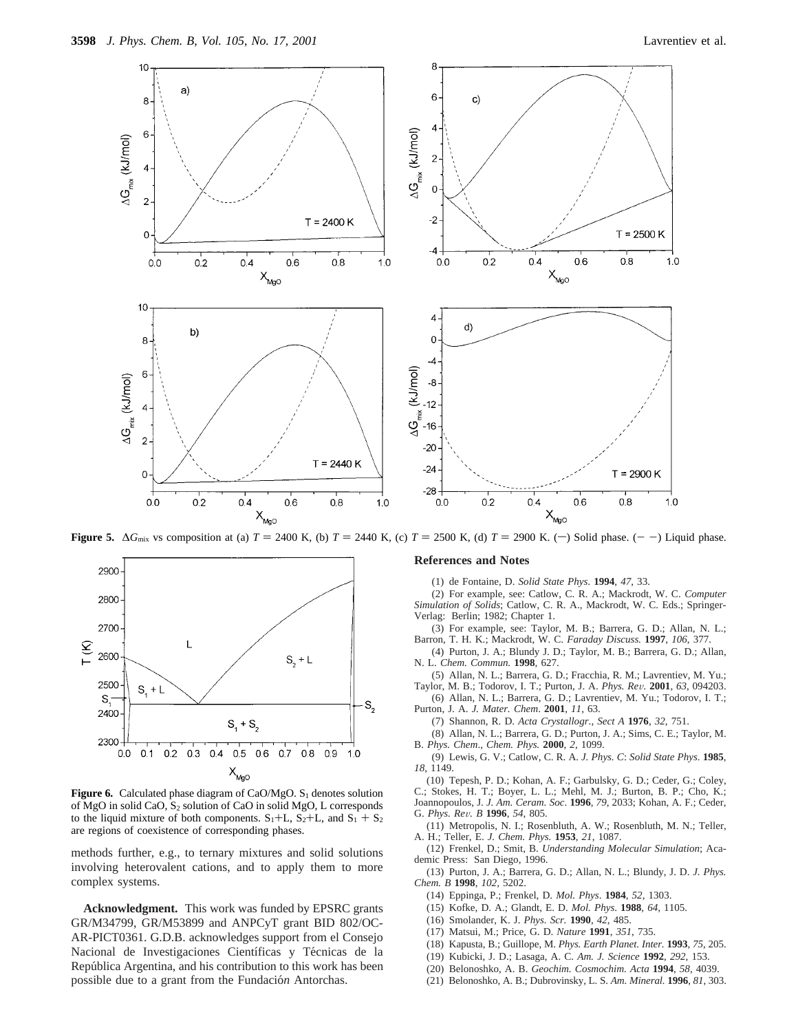**Figure 5.** $\Delta G_{mix}$ vs composition at (a) $T = 2400$ K, (b) $T = 2440$ K, (c) $T = 2500$ K, (d) $T = 2900$ K. (—) Solid phase. (– –) Liquid phase.

**Figure 6.** Calculated phase diagram of CaO/MgO. $S_1$ denotes solution of MgO in solid CaO, $S_2$ solution of CaO in solid MgO, L corresponds to the liquid mixture of both components. $S_1$+L, $S_2$+L, and $S_1$ + $S_2$ are regions of coexistence of corresponding phases.

methods further, e.g., to ternary mixtures and solid solutions involving heterovalent cations, and to apply them to more complex systems.

**Acknowledgment.** This work was funded by EPSRC grants GR/M34799, GR/M53899 and ANPCyT grant BID 802/OC-AR-PICT0361. G.D.B. acknowledges support from el Consejo Nacional de Investigaciones Científicas y Técnicas de la República Argentina, and his contribution to this work has been possible due to a grant from the Fundación Antorchas.

## References and Notes

(1) de Fontaine, D. *Solid State Phys.* **1994**, *47*, 33.

(2) For example, see: Catlow, C. R. A.; Mackrodt, W. C. *Computer Simulation of Solids*; Catlow, C. R. A., Mackrodt, W. C. Eds.; Springer-Verlag: Berlin; 1982; Chapter 1.

(3) For example, see: Taylor, M. B.; Barrera, G. D.; Allan, N. L.; Barron, T. H. K.; Mackrodt, W. C. *Faraday Discuss.* **1997**, *106*, 377.

(4) Purton, J. A.; Blundy J. D.; Taylor, M. B.; Barrera, G. D.; Allan, N. L. *Chem. Commun.* **1998**, 627.

(5) Allan, N. L.; Barrera, G. D.; Fracchia, R. M.; Lavrentiev, M. Yu.; Taylor, M. B.; Todorov, I. T.; Purton, J. A. *Phys. Rev.* **2001**, *63*, 094203.

(6) Allan, N. L.; Barrera, G. D.; Lavrentiev, M. Yu.; Todorov, I. T.; Purton, J. A. *J. Mater. Chem.* **2001**, *11*, 63.

(7) Shannon, R. D. *Acta Crystallogr., Sect A* **1976**, *32*, 751.

(8) Allan, N. L.; Barrera, G. D.; Purton, J. A.; Sims, C. E.; Taylor, M. B. *Phys. Chem., Chem. Phys.* **2000**, *2*, 1099.

(9) Lewis, G. V.; Catlow, C. R. A. *J. Phys. C: Solid State Phys.* **1985**, *18*, 1149.

(10) Tepesh, P. D.; Kohan, A. F.; Garbulsky, G. D.; Ceder, G.; Coley, C.; Stokes, H. T.; Boyer, L. L.; Mehl, M. J.; Burton, B. P.; Cho, K.; Joannopoulos, J. *J. Am. Ceram. Soc.* **1996**, *79*, 2033; Kohan, A. F.; Ceder, G. *Phys. Rev. B* **1996**, *54*, 805.

(11) Metropolis, N. I.; Rosenbluth, A. W.; Rosenbluth, M. N.; Teller, A. H.; Teller, E. *J. Chem. Phys.* **1953**, *21*, 1087.

(12) Frenkel, D.; Smit, B. *Understanding Molecular Simulation*; Academic Press: San Diego, 1996.

(13) Purton, J. A.; Barrera, G. D.; Allan, N. L.; Blundy, J. D. *J. Phys. Chem. B* **1998**, *102*, 5202.

(14) Eppinga, P.; Frenkel, D. *Mol. Phys.* **1984**, *52*, 1303.

(15) Kofke, D. A.; Glandt, E. D. *Mol. Phys.* **1988**, *64*, 1105.

(16) Smolander, K. J. *Phys. Scr.* **1990**, *42*, 485.

(17) Matsui, M.; Price, G. D. *Nature* **1991**, *351*, 735.

(18) Kapusta, B.; Guillope, M. *Phys. Earth Planet. Inter.* **1993**, *75*, 205.

(19) Kubicki, J. D.; Lasaga, A. C. *Am. J. Science* **1992**, *292*, 153.

(20) Belonoshko, A. B. *Geochim. Cosmochim. Acta* **1994**, *58*, 4039.

(21) Belonoshko, A. B.; Dubrovinsky, L. S. *Am. Mineral.* **1996**, *81*, 303.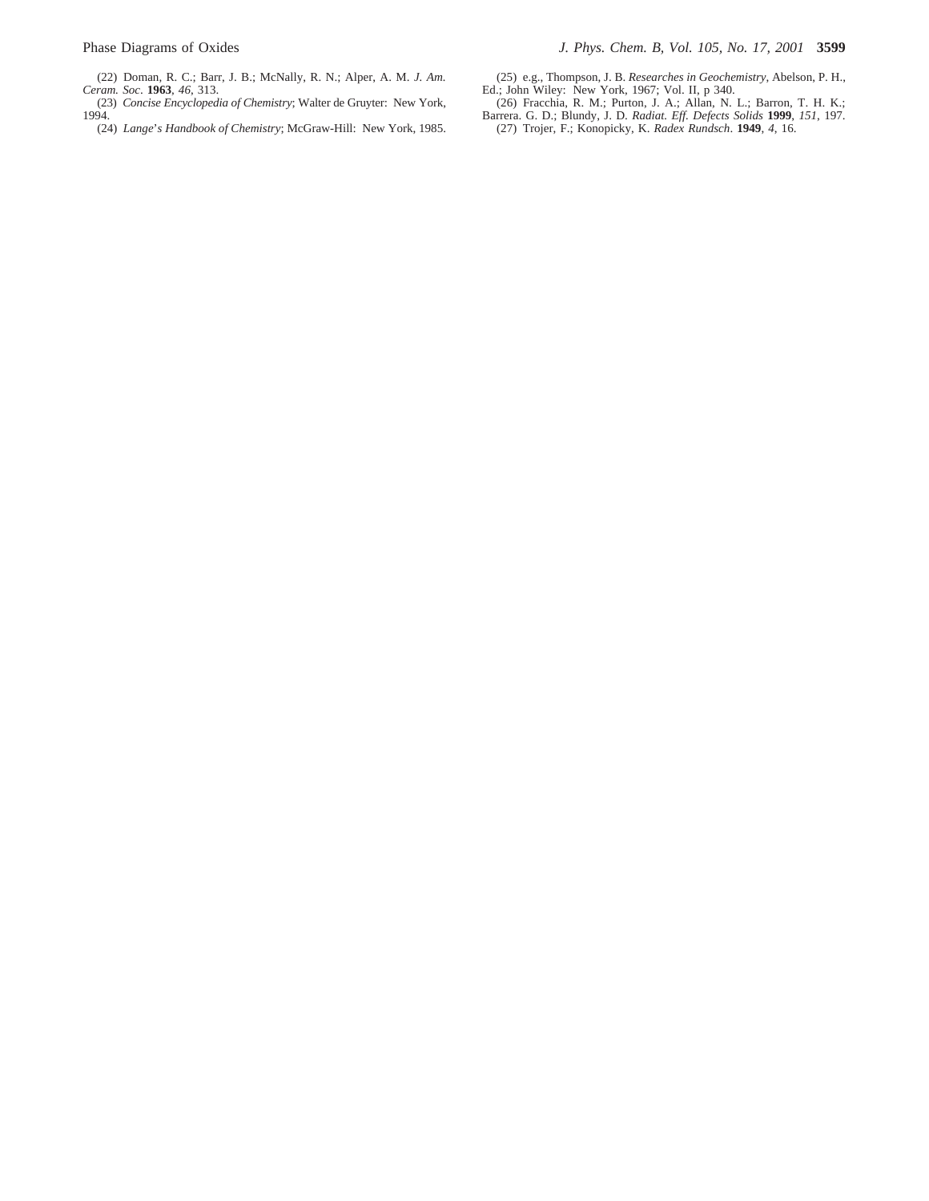(22) Doman, R. C.; Barr, J. B.; McNally, R. N.; Alper, A. M. *J. Am. Ceram. Soc*. **1963**, *46*, 313.

(23) *Concise Encyclopedia of Chemistry*; Walter de Gruyter: New York, 1994.

(24) *Lange's Handbook of Chemistry*; McGraw-Hill: New York, 1985.

(25) e.g., Thompson, J. B. *Researches in Geochemistry*, Abelson, P. H., Ed.; John Wiley: New York, 1967; Vol. II, p 340.

(26) Fracchia, R. M.; Purton, J. A.; Allan, N. L.; Barron, T. H. K.; Barrera. G. D.; Blundy, J. D. *Radiat. Eff. Defects Solids* **1999**, *151*, 197.

(27) Trojer, F.; Konopicky, K. *Radex Rundsch*. **1949**, *4*, 16.